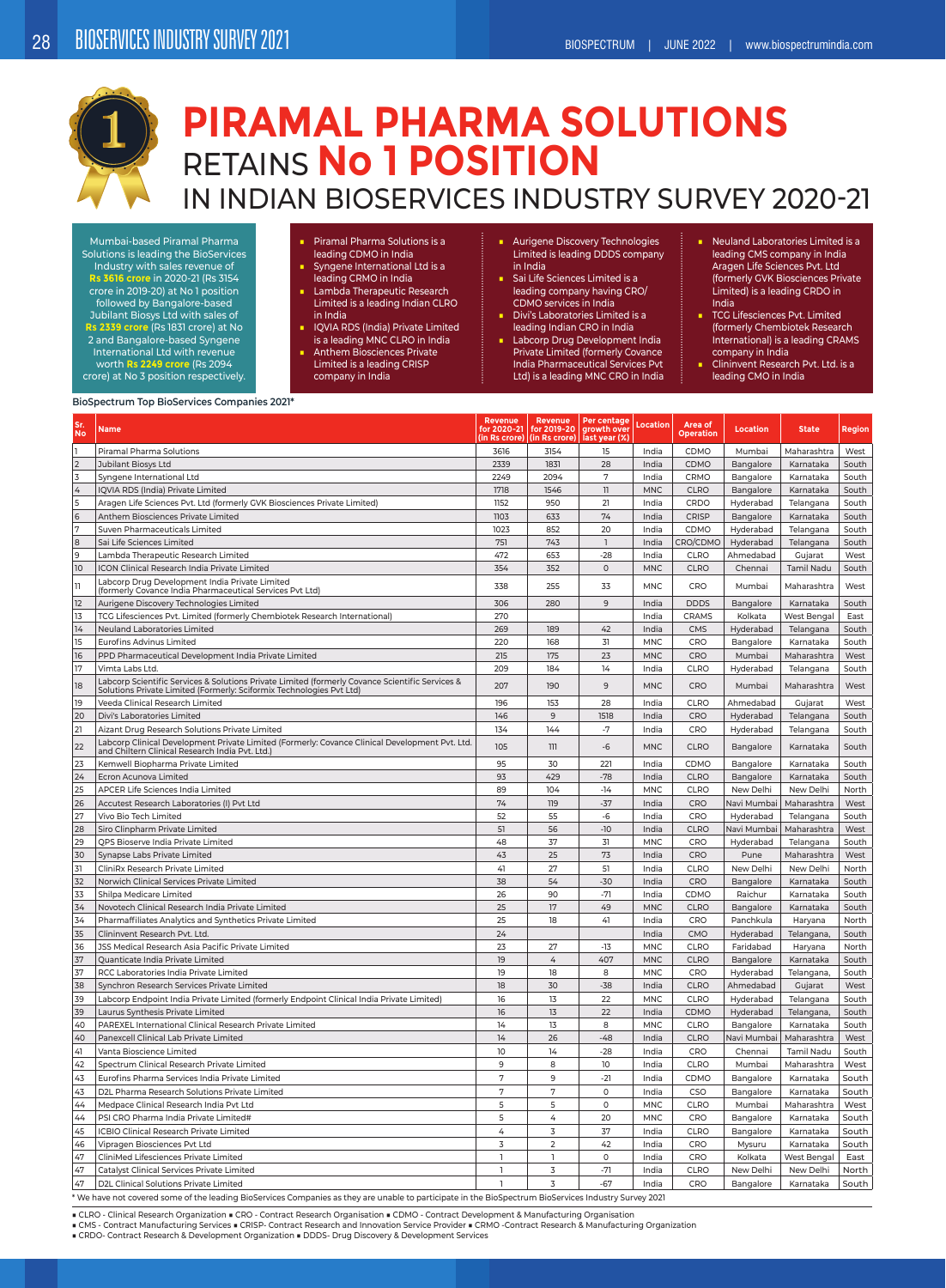# PIRAMAL PHARMA SOLUTIONS RETAINS No 1 POSITION IN INDIAN BIOSERVICES INDUSTRY SURVEY 2020-21

Mumbai-based Piramal Pharma Solutions is leading the BioServices Industry with sales revenue of **Rs 3616 crore** in 2020-21 (Rs 3154 crore in 2019-20) at No 1 position followed by Bangalore-based Jubilant Biosys Ltd with sales of **Rs 2339 crore** (Rs 1831 crore) at No 2 and Bangalore-based Syngene International Ltd with revenue worth **Rs 2249 crore** (Rs 2094 crore) at No 3 position respectively.

- Piramal Pharma Solutions is a leading CDMO in India
- Syngene International Ltd is a leading CRMO in India
- Lambda Therapeutic Research Limited is a leading Indian CLRO in India
- IQVIA RDS (India) Private Limited is a leading MNC CLRO in India
- Anthem Biosciences Private Limited is a leading CRISP company in India
- Aurigene Discovery Technologies Limited is leading DDDS company in India
- Sai Life Sciences Limited is a leading company having CRO/ CDMO services in India
- Divi's Laboratories Limited is a leading Indian CRO in India
- Labcorp Drug Development India Private Limited (formerly Covance India Pharmaceutical Services Pvt Ltd) is a leading MNC CRO in India
- Neuland Laboratories Limited is a leading CMS company in India Aragen Life Sciences Pvt. Ltd (formerly GVK Biosciences Private Limited) is a leading CRDO in India
- TCG Lifesciences Pvt. Limited (formerly Chembiotek Research International) is a leading CRAMS company in India
- Clininvent Research Pvt. Ltd. is a leading CMO in India

BioSpectrum Top BioServices Companies 2021*

| Sr. No | Name | Revenue for 2020-21 (in Rs crore) | Revenue for 2019-20 (in Rs crore) | Per centage growth over last year (%) | Location | Area of Operation | Location | State | Region |
|---|---|---|---|---|---|---|---|---|---|
| 1 | Piramal Pharma Solutions | 3616 | 3154 | 15 | India | CDMO | Mumbai | Maharashtra | West |
| 2 | Jubilant Biosys Ltd | 2339 | 1831 | 28 | India | CDMO | Bangalore | Karnataka | South |
| 3 | Syngene International Ltd | 2249 | 2094 | 7 | India | CRMO | Bangalore | Karnataka | South |
| 4 | IQVIA RDS (India) Private Limited | 1718 | 1546 | 11 | MNC | CLRO | Bangalore | Karnataka | South |
| 5 | Aragen Life Sciences Pvt. Ltd (formerly GVK Biosciences Private Limited) | 1152 | 950 | 21 | India | CRDO | Hyderabad | Telangana | South |
| 6 | Anthem Biosciences Private Limited | 1103 | 633 | 74 | India | CRISP | Bangalore | Karnataka | South |
| 7 | Suven Pharmaceuticals Limited | 1023 | 852 | 20 | India | CDMO | Hyderabad | Telangana | South |
| 8 | Sai Life Sciences Limited | 751 | 743 | 1 | India | CRO/CDMO | Hyderabad | Telangana | South |
| 9 | Lambda Therapeutic Research Limited | 472 | 653 | -28 | India | CLRO | Ahmedabad | Gujarat | West |
| 10 | ICON Clinical Research India Private Limited | 354 | 352 | 0 | MNC | CLRO | Chennai | Tamil Nadu | South |
| 11 | Labcorp Drug Development India Private Limited (formerly Covance India Pharmaceutical Services Pvt Ltd) | 338 | 255 | 33 | MNC | CRO | Mumbai | Maharashtra | West |
| 12 | Aurigene Discovery Technologies Limited | 306 | 280 | 9 | India | DDDS | Bangalore | Karnataka | South |
| 13 | TCG Lifesciences Pvt. Limited (formerly Chembiotek Research International) | 270 | | | India | CRAMS | Kolkata | West Bengal | East |
| 14 | Neuland Laboratories Limited | 269 | 189 | 42 | India | CMS | Hyderabad | Telangana | South |
| 15 | Eurofins Advinus Limited | 220 | 168 | 31 | MNC | CRO | Bangalore | Karnataka | South |
| 16 | PPD Pharmaceutical Development India Private Limited | 215 | 175 | 23 | MNC | CRO | Mumbai | Maharashtra | West |
| 17 | Vimta Labs Ltd. | 209 | 184 | 14 | India | CLRO | Hyderabad | Telangana | South |
| 18 | Labcorp Scientific Services & Solutions Private Limited (formerly Covance Scientific Services & Solutions Private Limited (Formerly: Sciformix Technologies Pvt Ltd) | 207 | 190 | 9 | MNC | CRO | Mumbai | Maharashtra | West |
| 19 | Veeda Clinical Research Limited | 196 | 153 | 28 | India | CLRO | Ahmedabad | Gujarat | West |
| 20 | Divi's Laboratories Limited | 146 | 9 | 1518 | India | CRO | Hyderabad | Telangana | South |
| 21 | Aizant Drug Research Solutions Private Limited | 134 | 144 | -7 | India | CRO | Hyderabad | Telangana | South |
| 22 | Labcorp Clinical Development Private Limited (Formerly: Covance Clinical Development Pvt. Ltd. and Chiltern Clinical Research India Pvt. Ltd.) | 105 | 111 | -6 | MNC | CLRO | Bangalore | Karnataka | South |
| 23 | Kemwell Biopharma Private Limited | 95 | 30 | 221 | India | CDMO | Bangalore | Karnataka | South |
| 24 | Ecron Acunova Limited | 93 | 429 | -78 | India | CLRO | Bangalore | Karnataka | South |
| 25 | APCER Life Sciences India Limited | 89 | 104 | -14 | MNC | CLRO | New Delhi | New Delhi | North |
| 26 | Accutest Research Laboratories (I) Pvt Ltd | 74 | 119 | -37 | India | CRO | Navi Mumbai | Maharashtra | West |
| 27 | Vivo Bio Tech Limited | 52 | 55 | -6 | India | CRO | Hyderabad | Telangana | South |
| 28 | Siro Clinpharm Private Limited | 51 | 56 | -10 | India | CLRO | Navi Mumbai | Maharashtra | West |
| 29 | QPS Bioserve India Private Limited | 48 | 37 | 31 | MNC | CRO | Hyderabad | Telangana | South |
| 30 | Synapse Labs Private Limited | 43 | 25 | 73 | India | CRO | Pune | Maharashtra | West |
| 31 | CliniRx Research Private Limited | 41 | 27 | 51 | India | CLRO | New Delhi | New Delhi | North |
| 32 | Norwich Clinical Services Private Limited | 38 | 54 | -30 | India | CRO | Bangalore | Karnataka | South |
| 33 | Shilpa Medicare Limited | 26 | 90 | -71 | India | CDMO | Raichur | Karnataka | South |
| 34 | Novotech Clinical Research India Private Limited | 25 | 17 | 49 | MNC | CLRO | Bangalore | Karnataka | South |
| 34 | Pharmaffiliates Analytics and Synthetics Private Limited | 25 | 18 | 41 | India | CRO | Panchkula | Haryana | North |
| 35 | Clininvent Research Pvt. Ltd. | 24 | | | India | CMO | Hyderabad | Telangana, | South |
| 36 | JSS Medical Research Asia Pacific Private Limited | 23 | 27 | -13 | MNC | CLRO | Faridabad | Haryana | North |
| 37 | Quanticate India Private Limited | 19 | 4 | 407 | MNC | CLRO | Bangalore | Karnataka | South |
| 37 | RCC Laboratories India Private Limited | 19 | 18 | 8 | MNC | CRO | Hyderabad | Telangana, | South |
| 38 | Synchron Research Services Private Limited | 18 | 30 | -38 | India | CLRO | Ahmedabad | Gujarat | West |
| 39 | Labcorp Endpoint India Private Limited (formerly Endpoint Clinical India Private Limited) | 16 | 13 | 22 | MNC | CLRO | Hyderabad | Telangana | South |
| 39 | Laurus Synthesis Private Limited | 16 | 13 | 22 | India | CDMO | Hyderabad | Telangana, | South |
| 40 | PAREXEL International Clinical Research Private Limited | 14 | 13 | 8 | MNC | CLRO | Bangalore | Karnataka | South |
| 40 | Panexcell Clinical Lab Private Limited | 14 | 26 | -48 | India | CLRO | Navi Mumbai | Maharashtra | West |
| 41 | Vanta Bioscience Limited | 10 | 14 | -28 | India | CRO | Chennai | Tamil Nadu | South |
| 42 | Spectrum Clinical Research Private Limited | 9 | 8 | 10 | India | CLRO | Mumbai | Maharashtra | West |
| 43 | Eurofins Pharma Services India Private Limited | 7 | 9 | -21 | India | CDMO | Bangalore | Karnataka | South |
| 43 | D2L Pharma Research Solutions Private Limited | 7 | 7 | 0 | India | CSO | Bangalore | Karnataka | South |
| 44 | Medpace Clinical Research India Pvt Ltd | 5 | 5 | 0 | MNC | CLRO | Mumbai | Maharashtra | West |
| 44 | PSI CRO Pharma India Private Limited# | 5 | 4 | 20 | MNC | CRO | Bangalore | Karnataka | South |
| 45 | ICBIO Clinical Research Private Limited | 4 | 3 | 37 | India | CLRO | Bangalore | Karnataka | South |
| 46 | Vipragen Biosciences Pvt Ltd | 3 | 2 | 42 | India | CRO | Mysuru | Karnataka | South |
| 47 | CliniMed Lifesciences Private Limited | 1 | 1 | 0 | India | CRO | Kolkata | West Bengal | East |
| 47 | Catalyst Clinical Services Private Limited | 1 | 3 | -71 | India | CLRO | New Delhi | New Delhi | North |
| 47 | D2L Clinical Solutions Private Limited | 1 | 3 | -67 | India | CRO | Bangalore | Karnataka | South |

* We have not covered some of the leading BioServices Companies as they are unable to participate in the BioSpectrum BioServices Industry Survey 2021

- CLRO - Clinical Research Organization
- CRO - Contract Research Organisation
- CDMO - Contract Development & Manufacturing Organisation
- CMS - Contract Manufacturing Services
- CRISP- Contract Research and Innovation Service Provider
- CRMO -Contract Research & Manufacturing Organization
- CRDO- Contract Research & Development Organization
- DDDS- Drug Discovery & Development Services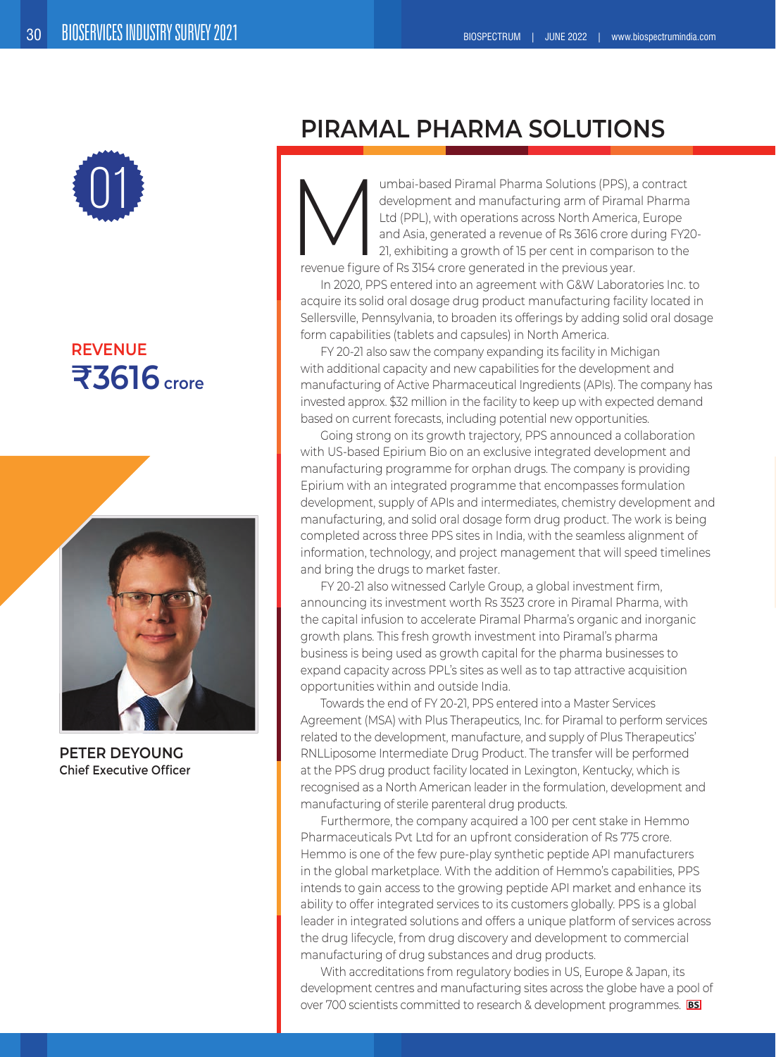# PIRAMAL PHARMA SOLUTIONS

01

**REVENUE**
**₹3616 crore**

**PETER DEYOUNG**
Chief Executive Officer

Mumbai-based Piramal Pharma Solutions (PPS), a contract development and manufacturing arm of Piramal Pharma Ltd (PPL), with operations across North America, Europe and Asia, generated a revenue of Rs 3616 crore during FY20-21, exhibiting a growth of 15 per cent in comparison to the revenue figure of Rs 3154 crore generated in the previous year.

In 2020, PPS entered into an agreement with G&W Laboratories Inc. to acquire its solid oral dosage drug product manufacturing facility located in Sellersville, Pennsylvania, to broaden its offerings by adding solid oral dosage form capabilities (tablets and capsules) in North America.

FY 20-21 also saw the company expanding its facility in Michigan with additional capacity and new capabilities for the development and manufacturing of Active Pharmaceutical Ingredients (APIs). The company has invested approx. $32 million in the facility to keep up with expected demand based on current forecasts, including potential new opportunities.

Going strong on its growth trajectory, PPS announced a collaboration with US-based Epirium Bio on an exclusive integrated development and manufacturing programme for orphan drugs. The company is providing Epirium with an integrated programme that encompasses formulation development, supply of APIs and intermediates, chemistry development and manufacturing, and solid oral dosage form drug product. The work is being completed across three PPS sites in India, with the seamless alignment of information, technology, and project management that will speed timelines and bring the drugs to market faster.

FY 20-21 also witnessed Carlyle Group, a global investment firm, announcing its investment worth Rs 3523 crore in Piramal Pharma, with the capital infusion to accelerate Piramal Pharma's organic and inorganic growth plans. This fresh growth investment into Piramal's pharma business is being used as growth capital for the pharma businesses to expand capacity across PPL's sites as well as to tap attractive acquisition opportunities within and outside India.

Towards the end of FY 20-21, PPS entered into a Master Services Agreement (MSA) with Plus Therapeutics, Inc. for Piramal to perform services related to the development, manufacture, and supply of Plus Therapeutics' RNLLiposome Intermediate Drug Product. The transfer will be performed at the PPS drug product facility located in Lexington, Kentucky, which is recognised as a North American leader in the formulation, development and manufacturing of sterile parenteral drug products.

Furthermore, the company acquired a 100 per cent stake in Hemmo Pharmaceuticals Pvt Ltd for an upfront consideration of Rs 775 crore. Hemmo is one of the few pure-play synthetic peptide API manufacturers in the global marketplace. With the addition of Hemmo's capabilities, PPS intends to gain access to the growing peptide API market and enhance its ability to offer integrated services to its customers globally. PPS is a global leader in integrated solutions and offers a unique platform of services across the drug lifecycle, from drug discovery and development to commercial manufacturing of drug substances and drug products.

With accreditations from regulatory bodies in US, Europe & Japan, its development centres and manufacturing sites across the globe have a pool of over 700 scientists committed to research & development programmes.